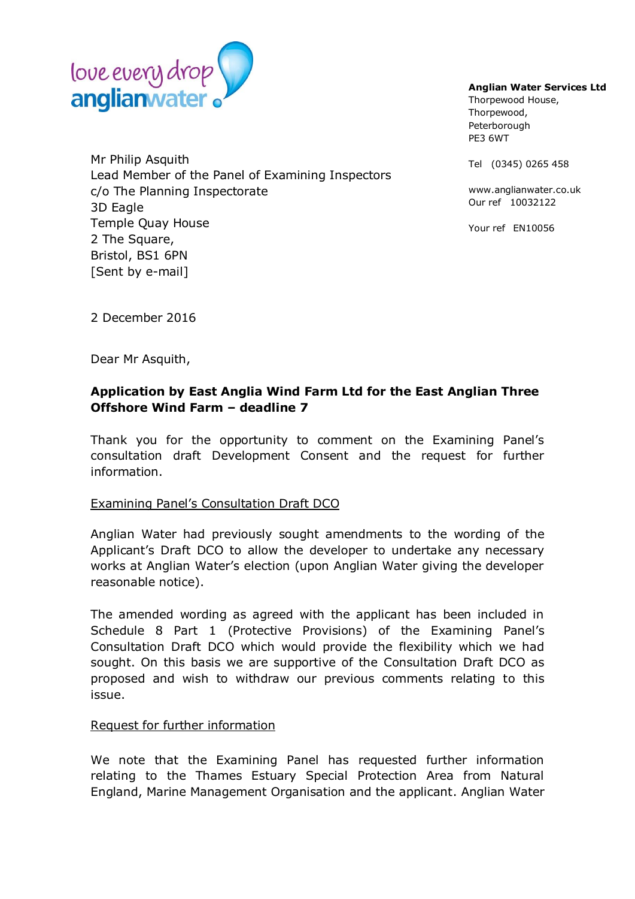love every drop
anglianwater

**Anglian Water Services Ltd**
Thorpewood House,
Thorpewood,
Peterborough
PE3 6WT

Tel (0345) 0265 458

www.anglianwater.co.uk
Our ref 10032122

Your ref EN10056

Mr Philip Asquith
Lead Member of the Panel of Examining Inspectors
c/o The Planning Inspectorate
3D Eagle
Temple Quay House
2 The Square,
Bristol, BS1 6PN
[Sent by e-mail]

2 December 2016

Dear Mr Asquith,

**Application by East Anglia Wind Farm Ltd for the East Anglian Three Offshore Wind Farm – deadline 7**

Thank you for the opportunity to comment on the Examining Panel's consultation draft Development Consent and the request for further information.

Examining Panel's Consultation Draft DCO

Anglian Water had previously sought amendments to the wording of the Applicant's Draft DCO to allow the developer to undertake any necessary works at Anglian Water's election (upon Anglian Water giving the developer reasonable notice).

The amended wording as agreed with the applicant has been included in Schedule 8 Part 1 (Protective Provisions) of the Examining Panel's Consultation Draft DCO which would provide the flexibility which we had sought. On this basis we are supportive of the Consultation Draft DCO as proposed and wish to withdraw our previous comments relating to this issue.

Request for further information

We note that the Examining Panel has requested further information relating to the Thames Estuary Special Protection Area from Natural England, Marine Management Organisation and the applicant. Anglian Water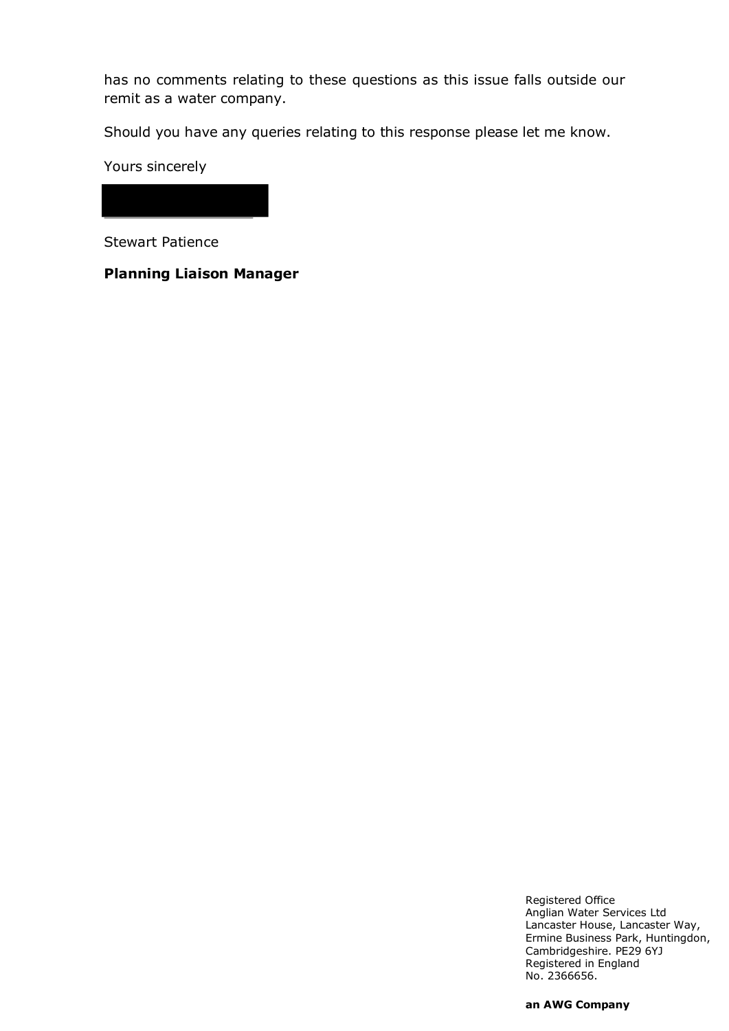has no comments relating to these questions as this issue falls outside our remit as a water company.

Should you have any queries relating to this response please let me know.

Yours sincerely

Stewart Patience

**Planning Liaison Manager**

Registered Office
Anglian Water Services Ltd
Lancaster House, Lancaster Way,
Ermine Business Park, Huntingdon,
Cambridgeshire. PE29 6YJ
Registered in England
No. 2366656.

**an AWG Company**